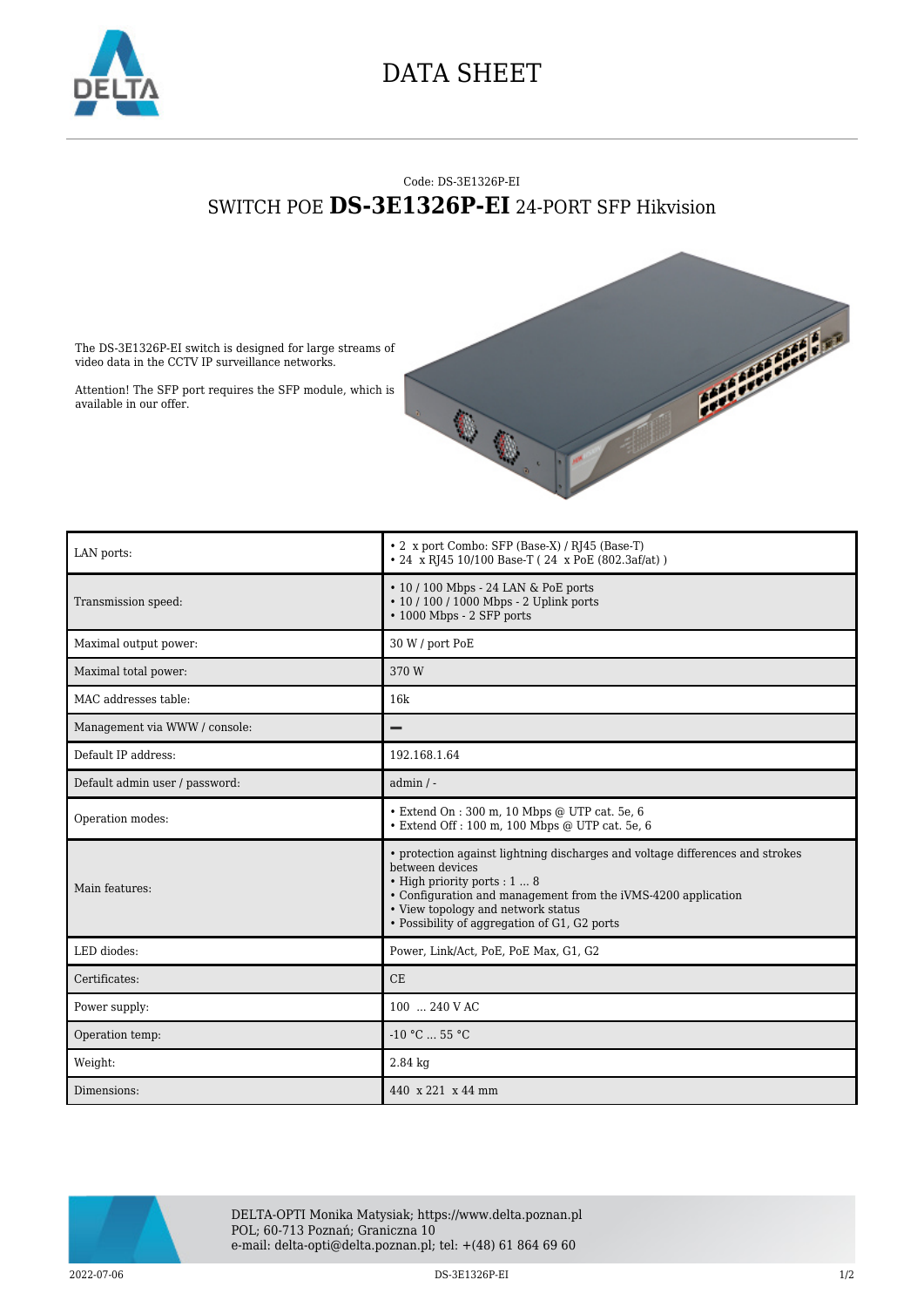# DATA SHEET

Code: DS-3E1326P-EI

## SWITCH POE **DS-3E1326P-EI** 24-PORT SFP Hikvision

The DS-3E1326P-EI switch is designed for large streams of video data in the CCTV IP surveillance networks.

Attention! The SFP port requires the SFP module, which is available in our offer.

| | |
|---|---|
| LAN ports: | • 2 x port Combo: SFP (Base-X) / RJ45 (Base-T)<br>• 24 x RJ45 10/100 Base-T ( 24 x PoE (802.3af/at) ) |
| Transmission speed: | • 10 / 100 Mbps - 24 LAN & PoE ports<br>• 10 / 100 / 1000 Mbps - 2 Uplink ports<br>• 1000 Mbps - 2 SFP ports |
| Maximal output power: | 30 W / port PoE |
| Maximal total power: | 370 W |
| MAC addresses table: | 16k |
| Management via WWW / console: | – |
| Default IP address: | 192.168.1.64 |
| Default admin user / password: | admin / - |
| Operation modes: | • Extend On : 300 m, 10 Mbps @ UTP cat. 5e, 6<br>• Extend Off : 100 m, 100 Mbps @ UTP cat. 5e, 6 |
| Main features: | • protection against lightning discharges and voltage differences and strokes between devices<br>• High priority ports : 1 ... 8<br>• Configuration and management from the iVMS-4200 application<br>• View topology and network status<br>• Possibility of aggregation of G1, G2 ports |
| LED diodes: | Power, Link/Act, PoE, PoE Max, G1, G2 |
| Certificates: | CE |
| Power supply: | 100 ... 240 V AC |
| Operation temp: | -10 °C ... 55 °C |
| Weight: | 2.84 kg |
| Dimensions: | 440 x 221 x 44 mm |

DELTA-OPTI Monika Matysiak; https://www.delta.poznan.pl
POL; 60-713 Poznań; Graniczna 10
e-mail: delta-opti@delta.poznan.pl; tel: +(48) 61 864 69 60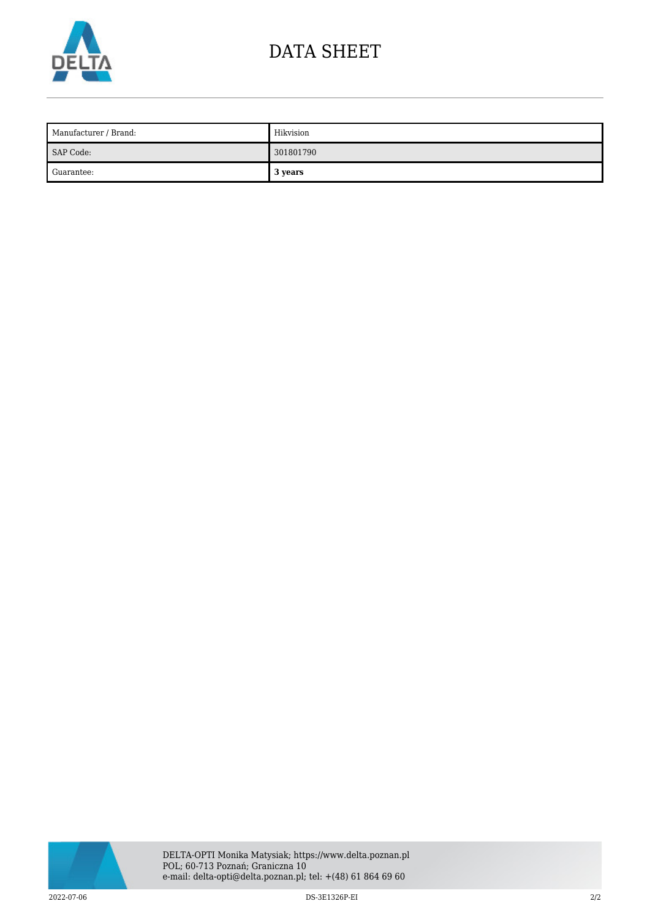# DATA SHEET

| | |
|---|---|
| Manufacturer / Brand: | Hikvision |
| SAP Code: | 301801790 |
| Guarantee: | **3 years** |

DELTA-OPTI Monika Matysiak; https://www.delta.poznan.pl
POL; 60-713 Poznań; Graniczna 10
e-mail: delta-opti@delta.poznan.pl; tel: +(48) 61 864 69 60